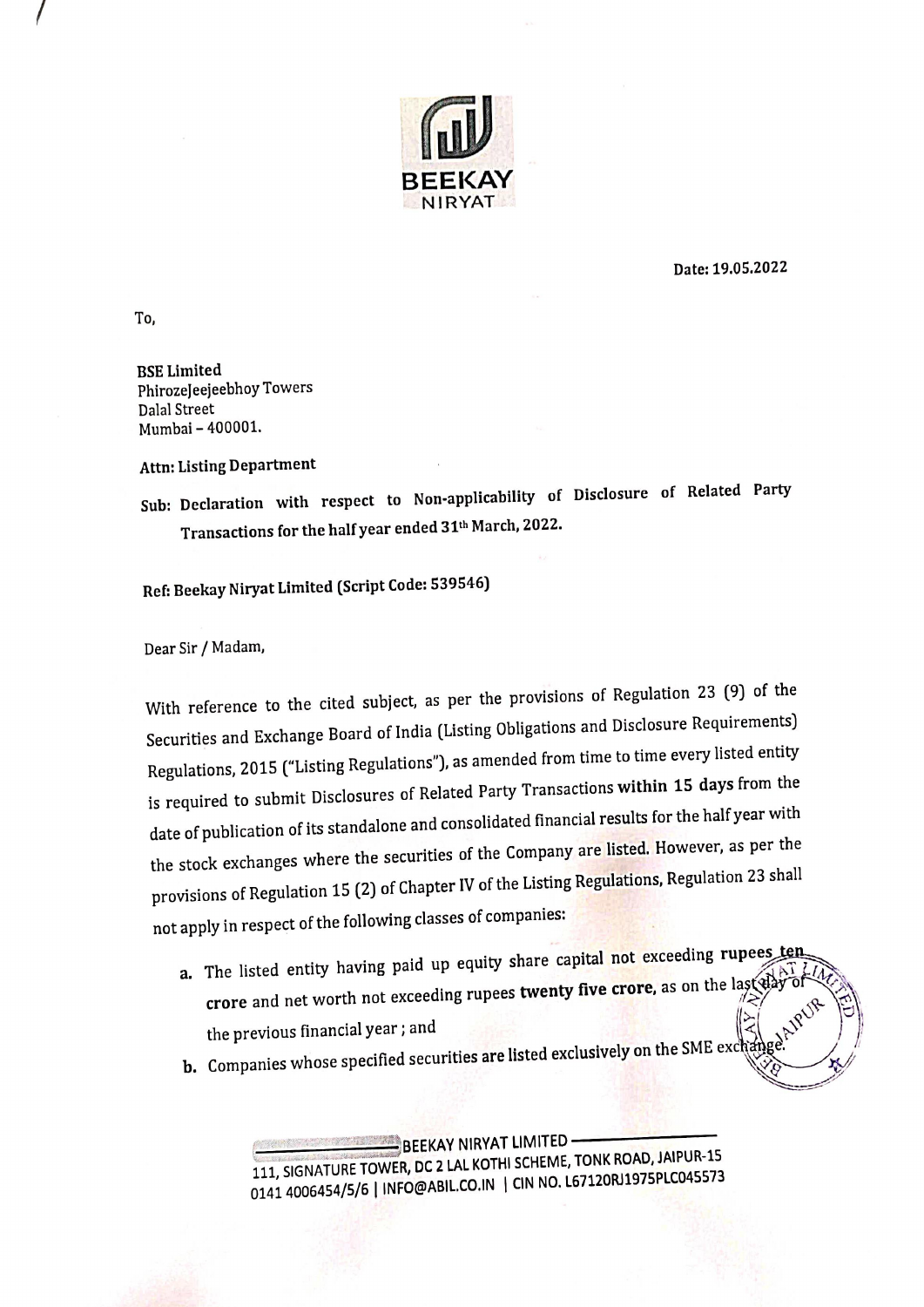BEEKAY
NIRYAT

Date: 19.05.2022

To,

**BSE Limited**
PhirozeJeejeebhoy Towers
Dalal Street
Mumbai – 400001.

**Attn: Listing Department**

**Sub: Declaration with respect to Non-applicability of Disclosure of Related Party Transactions for the half year ended 31th March, 2022.**

**Ref: Beekay Niryat Limited (Script Code: 539546)**

Dear Sir / Madam,

With reference to the cited subject, as per the provisions of Regulation 23 (9) of the Securities and Exchange Board of India (Listing Obligations and Disclosure Requirements) Regulations, 2015 ("Listing Regulations"), as amended from time to time every listed entity is required to submit Disclosures of Related Party Transactions **within 15 days** from the date of publication of its standalone and consolidated financial results for the half year with the stock exchanges where the securities of the Company are listed. However, as per the provisions of Regulation 15 (2) of Chapter IV of the Listing Regulations, Regulation 23 shall not apply in respect of the following classes of companies:

**a.** The listed entity having paid up equity share capital not exceeding **rupees ten crore** and net worth not exceeding rupees **twenty five crore**, as on the last day of the previous financial year ; and

**b.** Companies whose specified securities are listed exclusively on the SME exchange.

BEEKAY NIRYAT LIMITED
111, SIGNATURE TOWER, DC 2 LAL KOTHI SCHEME, TONK ROAD, JAIPUR-15
0141 4006454/5/6 | INFO@ABIL.CO.IN | CIN NO. L67120RJ1975PLC045573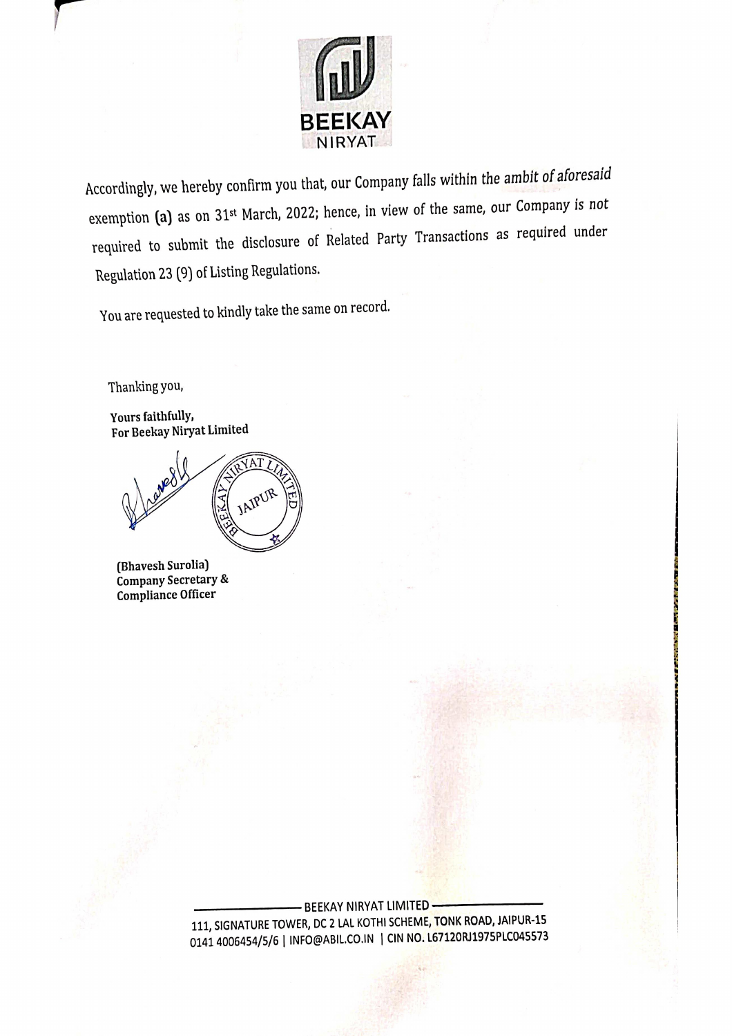Accordingly, we hereby confirm you that, our Company falls within the ambit of aforesaid exemption **(a)** as on 31st March, 2022; hence, in view of the same, our Company is not required to submit the disclosure of Related Party Transactions as required under Regulation 23 (9) of Listing Regulations.

You are requested to kindly take the same on record.

Thanking you,

**Yours faithfully,**
**For Beekay Niryat Limited**

**(Bhavesh Surolia)**
**Company Secretary &**
**Compliance Officer**

BEEKAY NIRYAT LIMITED
111, SIGNATURE TOWER, DC 2 LAL KOTHI SCHEME, TONK ROAD, JAIPUR-15
0141 4006454/5/6 | INFO@ABIL.CO.IN | CIN NO. L67120RJ1975PLC045573